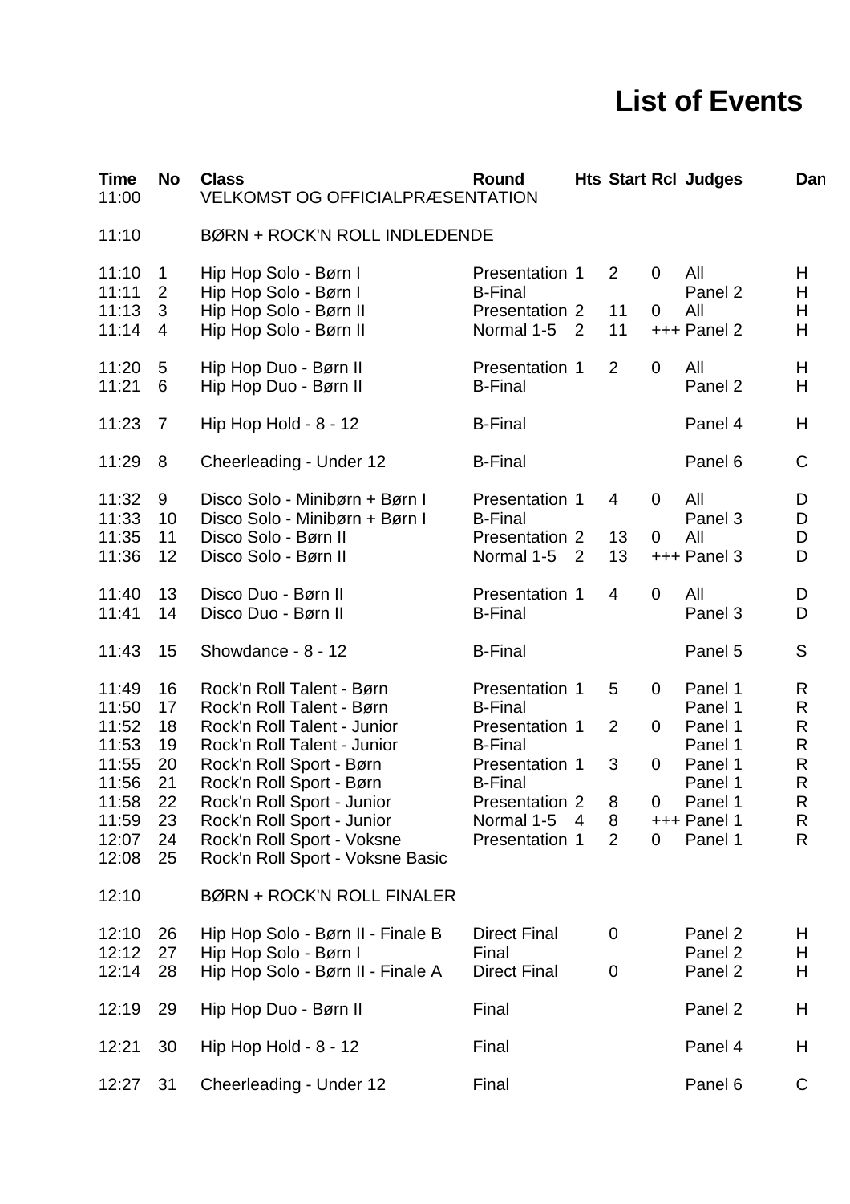# List of Events

| Time | No | Class | Round | Hts | Start | Rcl | Judges | Dan |
|---|---|---|---|---|---|---|---|---|
| 11:00 | | VELKOMST OG OFFICIALPRÆSENTATION | | | | | | |
| 11:10 | | BØRN + ROCK'N ROLL INDLEDENDE | | | | | | |
| 11:10 | 1 | Hip Hop Solo - Børn I | Presentation | 1 | 2 | 0 | All | H |
| 11:11 | 2 | Hip Hop Solo - Børn I | B-Final | | | | Panel 2 | H |
| 11:13 | 3 | Hip Hop Solo - Børn II | Presentation | 2 | 11 | 0 | All | H |
| 11:14 | 4 | Hip Hop Solo - Børn II | Normal 1-5 | 2 | 11 | +++ | Panel 2 | H |
| 11:20 | 5 | Hip Hop Duo - Børn II | Presentation | 1 | 2 | 0 | All | H |
| 11:21 | 6 | Hip Hop Duo - Børn II | B-Final | | | | Panel 2 | H |
| 11:23 | 7 | Hip Hop Hold - 8 - 12 | B-Final | | | | Panel 4 | H |
| 11:29 | 8 | Cheerleading - Under 12 | B-Final | | | | Panel 6 | C |
| 11:32 | 9 | Disco Solo - Minibørn + Børn I | Presentation | 1 | 4 | 0 | All | D |
| 11:33 | 10 | Disco Solo - Minibørn + Børn I | B-Final | | | | Panel 3 | D |
| 11:35 | 11 | Disco Solo - Børn II | Presentation | 2 | 13 | 0 | All | D |
| 11:36 | 12 | Disco Solo - Børn II | Normal 1-5 | 2 | 13 | +++ | Panel 3 | D |
| 11:40 | 13 | Disco Duo - Børn II | Presentation | 1 | 4 | 0 | All | D |
| 11:41 | 14 | Disco Duo - Børn II | B-Final | | | | Panel 3 | D |
| 11:43 | 15 | Showdance - 8 - 12 | B-Final | | | | Panel 5 | S |
| 11:49 | 16 | Rock'n Roll Talent - Børn | Presentation | 1 | 5 | 0 | Panel 1 | R |
| 11:50 | 17 | Rock'n Roll Talent - Børn | B-Final | | | | Panel 1 | R |
| 11:52 | 18 | Rock'n Roll Talent - Junior | Presentation | 1 | 2 | 0 | Panel 1 | R |
| 11:53 | 19 | Rock'n Roll Talent - Junior | B-Final | | | | Panel 1 | R |
| 11:55 | 20 | Rock'n Roll Sport - Børn | Presentation | 1 | 3 | 0 | Panel 1 | R |
| 11:56 | 21 | Rock'n Roll Sport - Børn | B-Final | | | | Panel 1 | R |
| 11:58 | 22 | Rock'n Roll Sport - Junior | Presentation | 2 | 8 | 0 | Panel 1 | R |
| 11:59 | 23 | Rock'n Roll Sport - Junior | Normal 1-5 | 4 | 8 | +++ | Panel 1 | R |
| 12:07 | 24 | Rock'n Roll Sport - Voksne | Presentation | 1 | 2 | 0 | Panel 1 | R |
| 12:08 | 25 | Rock'n Roll Sport - Voksne Basic | | | | | | |
| 12:10 | | BØRN + ROCK'N ROLL FINALER | | | | | | |
| 12:10 | 26 | Hip Hop Solo - Børn II - Finale B | Direct Final | | 0 | | Panel 2 | H |
| 12:12 | 27 | Hip Hop Solo - Børn I | Final | | | | Panel 2 | H |
| 12:14 | 28 | Hip Hop Solo - Børn II - Finale A | Direct Final | | 0 | | Panel 2 | H |
| 12:19 | 29 | Hip Hop Duo - Børn II | Final | | | | Panel 2 | H |
| 12:21 | 30 | Hip Hop Hold - 8 - 12 | Final | | | | Panel 4 | H |
| 12:27 | 31 | Cheerleading - Under 12 | Final | | | | Panel 6 | C |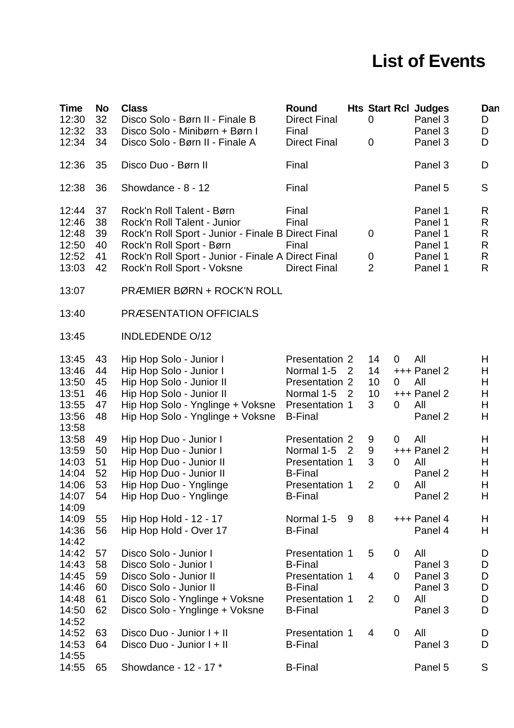# List of Events

| Time | No | Class | Round | Hts | Start | Rcl | Judges | Dan |
|---|---|---|---|---|---|---|---|---|
| 12:30 | 32 | Disco Solo - Børn II - Finale B | Direct Final | | 0 | | Panel 3 | D |
| 12:32 | 33 | Disco Solo - Minibørn + Børn I | Final | | | | Panel 3 | D |
| 12:34 | 34 | Disco Solo - Børn II - Finale A | Direct Final | | 0 | | Panel 3 | D |
| 12:36 | 35 | Disco Duo - Børn II | Final | | | | Panel 3 | D |
| 12:38 | 36 | Showdance - 8 - 12 | Final | | | | Panel 5 | S |
| 12:44 | 37 | Rock'n Roll Talent - Børn | Final | | | | Panel 1 | R |
| 12:46 | 38 | Rock'n Roll Talent - Junior | Final | | | | Panel 1 | R |
| 12:48 | 39 | Rock'n Roll Sport - Junior - Finale B | Direct Final | | 0 | | Panel 1 | R |
| 12:50 | 40 | Rock'n Roll Sport - Børn | Final | | | | Panel 1 | R |
| 12:52 | 41 | Rock'n Roll Sport - Junior - Finale A | Direct Final | | 0 | | Panel 1 | R |
| 13:03 | 42 | Rock'n Roll Sport - Voksne | Direct Final | | 2 | | Panel 1 | R |
| 13:07 | | PRÆMIER BØRN + ROCK'N ROLL | | | | | | |
| 13:40 | | PRÆSENTATION OFFICIALS | | | | | | |
| 13:45 | | INDLEDENDE O/12 | | | | | | |
| 13:45 | 43 | Hip Hop Solo - Junior I | Presentation | 2 | 14 | 0 | All | H |
| 13:46 | 44 | Hip Hop Solo - Junior I | Normal 1-5 | 2 | 14 | +++ | Panel 2 | H |
| 13:50 | 45 | Hip Hop Solo - Junior II | Presentation | 2 | 10 | 0 | All | H |
| 13:51 | 46 | Hip Hop Solo - Junior II | Normal 1-5 | 2 | 10 | +++ | Panel 2 | H |
| 13:55 | 47 | Hip Hop Solo - Ynglinge + Voksne | Presentation | 1 | 3 | 0 | All | H |
| 13:56 | 48 | Hip Hop Solo - Ynglinge + Voksne | B-Final | | | | Panel 2 | H |
| 13:58 | | | | | | | | |
| 13:58 | 49 | Hip Hop Duo - Junior I | Presentation | 2 | 9 | 0 | All | H |
| 13:59 | 50 | Hip Hop Duo - Junior I | Normal 1-5 | 2 | 9 | +++ | Panel 2 | H |
| 14:03 | 51 | Hip Hop Duo - Junior II | Presentation | 1 | 3 | 0 | All | H |
| 14:04 | 52 | Hip Hop Duo - Junior II | B-Final | | | | Panel 2 | H |
| 14:06 | 53 | Hip Hop Duo - Ynglinge | Presentation | 1 | 2 | 0 | All | H |
| 14:07 | 54 | Hip Hop Duo - Ynglinge | B-Final | | | | Panel 2 | H |
| 14:09 | | | | | | | | |
| 14:09 | 55 | Hip Hop Hold - 12 - 17 | Normal 1-5 | 9 | 8 | +++ | Panel 4 | H |
| 14:36 | 56 | Hip Hop Hold - Over 17 | B-Final | | | | Panel 4 | H |
| 14:42 | | | | | | | | |
| 14:42 | 57 | Disco Solo - Junior I | Presentation | 1 | 5 | 0 | All | D |
| 14:43 | 58 | Disco Solo - Junior I | B-Final | | | | Panel 3 | D |
| 14:45 | 59 | Disco Solo - Junior II | Presentation | 1 | 4 | 0 | Panel 3 | D |
| 14:46 | 60 | Disco Solo - Junior II | B-Final | | | | Panel 3 | D |
| 14:48 | 61 | Disco Solo - Ynglinge + Voksne | Presentation | 1 | 2 | 0 | All | D |
| 14:50 | 62 | Disco Solo - Ynglinge + Voksne | B-Final | | | | Panel 3 | D |
| 14:52 | | | | | | | | |
| 14:52 | 63 | Disco Duo - Junior I + II | Presentation | 1 | 4 | 0 | All | D |
| 14:53 | 64 | Disco Duo - Junior I + II | B-Final | | | | Panel 3 | D |
| 14:55 | | | | | | | | |
| 14:55 | 65 | Showdance - 12 - 17 * | B-Final | | | | Panel 5 | S |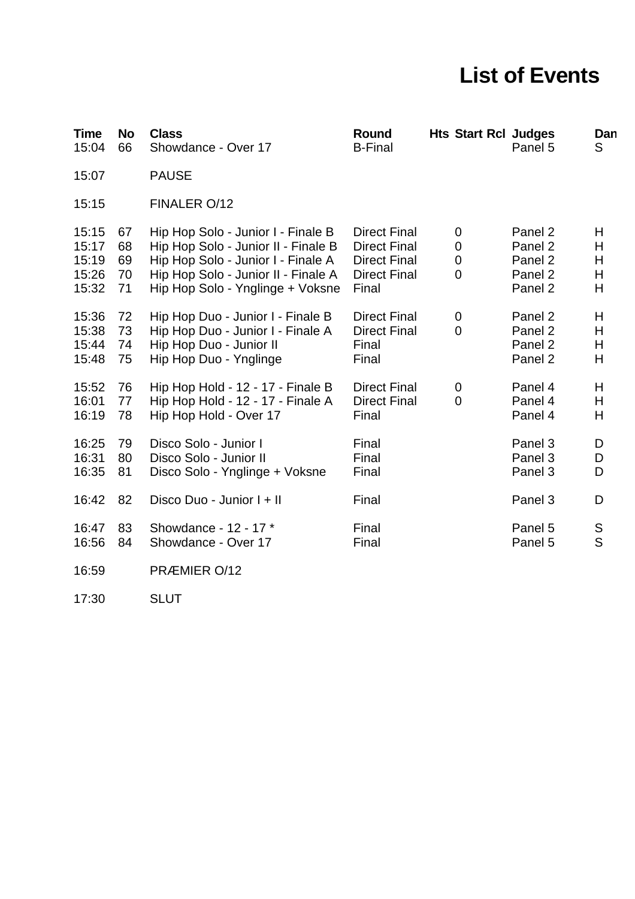# List of Events

| Time | No | Class | Round | Hts | Start | Rcl | Judges | Dan |
|---|---|---|---|---|---|---|---|---|
| 15:04 | 66 | Showdance - Over 17 | B-Final | | | | Panel 5 | S |
| 15:07 | | PAUSE | | | | | | |
| 15:15 | | FINALER O/12 | | | | | | |
| 15:15 | 67 | Hip Hop Solo - Junior I - Finale B | Direct Final | | 0 | | Panel 2 | H |
| 15:17 | 68 | Hip Hop Solo - Junior II - Finale B | Direct Final | | 0 | | Panel 2 | H |
| 15:19 | 69 | Hip Hop Solo - Junior I - Finale A | Direct Final | | 0 | | Panel 2 | H |
| 15:26 | 70 | Hip Hop Solo - Junior II - Finale A | Direct Final | | 0 | | Panel 2 | H |
| 15:32 | 71 | Hip Hop Solo - Ynglinge + Voksne | Final | | | | Panel 2 | H |
| 15:36 | 72 | Hip Hop Duo - Junior I - Finale B | Direct Final | | 0 | | Panel 2 | H |
| 15:38 | 73 | Hip Hop Duo - Junior I - Finale A | Direct Final | | 0 | | Panel 2 | H |
| 15:44 | 74 | Hip Hop Duo - Junior II | Final | | | | Panel 2 | H |
| 15:48 | 75 | Hip Hop Duo - Ynglinge | Final | | | | Panel 2 | H |
| 15:52 | 76 | Hip Hop Hold - 12 - 17 - Finale B | Direct Final | | 0 | | Panel 4 | H |
| 16:01 | 77 | Hip Hop Hold - 12 - 17 - Finale A | Direct Final | | 0 | | Panel 4 | H |
| 16:19 | 78 | Hip Hop Hold - Over 17 | Final | | | | Panel 4 | H |
| 16:25 | 79 | Disco Solo - Junior I | Final | | | | Panel 3 | D |
| 16:31 | 80 | Disco Solo - Junior II | Final | | | | Panel 3 | D |
| 16:35 | 81 | Disco Solo - Ynglinge + Voksne | Final | | | | Panel 3 | D |
| 16:42 | 82 | Disco Duo - Junior I + II | Final | | | | Panel 3 | D |
| 16:47 | 83 | Showdance - 12 - 17 * | Final | | | | Panel 5 | S |
| 16:56 | 84 | Showdance - Over 17 | Final | | | | Panel 5 | S |
| 16:59 | | PRÆMIER O/12 | | | | | | |
| 17:30 | | SLUT | | | | | | |